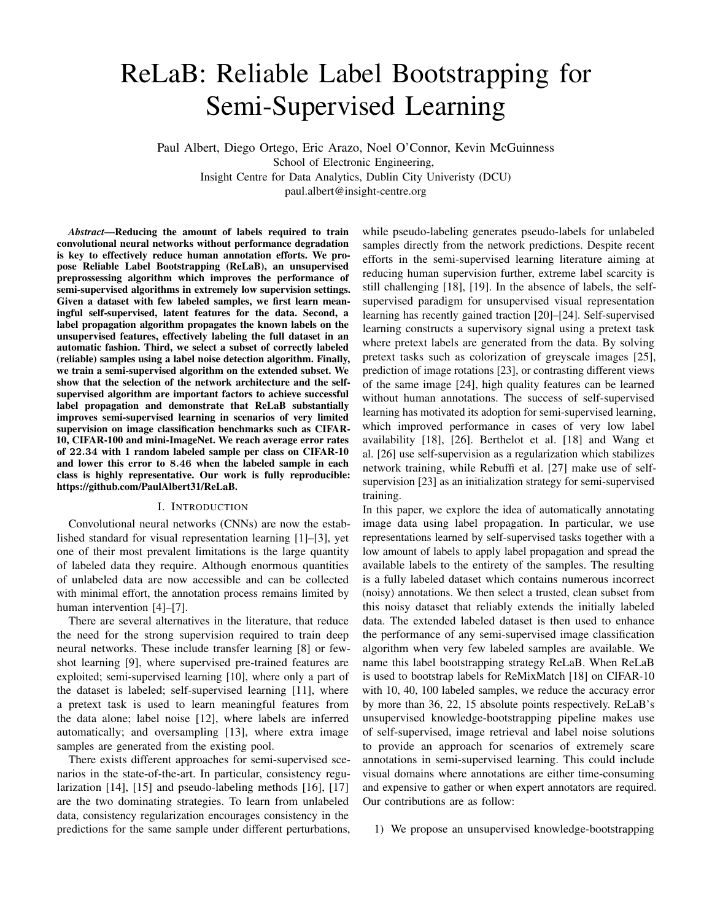# ReLaB: Reliable Label Bootstrapping for Semi-Supervised Learning

Paul Albert, Diego Ortego, Eric Arazo, Noel O'Connor, Kevin McGuinness
School of Electronic Engineering,
Insight Centre for Data Analytics, Dublin City Univeristy (DCU)
paul.albert@insight-centre.org

***Abstract*—Reducing the amount of labels required to train convolutional neural networks without performance degradation is key to effectively reduce human annotation efforts. We propose Reliable Label Bootstrapping (ReLaB), an unsupervised prepropressing algorithm which improves the performance of semi-supervised algorithms in extremely low supervision settings. Given a dataset with few labeled samples, we first learn meaningful self-supervised, latent features for the data. Second, a label propagation algorithm propagates the known labels on the unsupervised features, effectively labeling the full dataset in an automatic fashion. Third, we select a subset of correctly labeled (reliable) samples using a label noise detection algorithm. Finally, we train a semi-supervised algorithm on the extended subset. We show that the selection of the network architecture and the self-supervised algorithm are important factors to achieve successful label propagation and demonstrate that ReLaB substantially improves semi-supervised learning in scenarios of very limited supervision on image classification benchmarks such as CIFAR-10, CIFAR-100 and mini-ImageNet. We reach average error rates of $22.34$ with 1 random labeled sample per class on CIFAR-10 and lower this error to $8.46$ when the labeled sample in each class is highly representative. Our work is fully reproducible: https://github.com/PaulAlbert31/ReLaB.**

## I. Introduction

Convolutional neural networks (CNNs) are now the established standard for visual representation learning [1]–[3], yet one of their most prevalent limitations is the large quantity of labeled data they require. Although enormous quantities of unlabeled data are now accessible and can be collected with minimal effort, the annotation process remains limited by human intervention [4]–[7].

There are several alternatives in the literature, that reduce the need for the strong supervision required to train deep neural networks. These include transfer learning [8] or few-shot learning [9], where supervised pre-trained features are exploited; semi-supervised learning [10], where only a part of the dataset is labeled; self-supervised learning [11], where a pretext task is used to learn meaningful features from the data alone; label noise [12], where labels are inferred automatically; and oversampling [13], where extra image samples are generated from the existing pool.

There exists different approaches for semi-supervised scenarios in the state-of-the-art. In particular, consistency regularization [14], [15] and pseudo-labeling methods [16], [17] are the two dominating strategies. To learn from unlabeled data, consistency regularization encourages consistency in the predictions for the same sample under different perturbations, while pseudo-labeling generates pseudo-labels for unlabeled samples directly from the network predictions. Despite recent efforts in the semi-supervised learning literature aiming at reducing human supervision further, extreme label scarcity is still challenging [18], [19]. In the absence of labels, the self-supervised paradigm for unsupervised visual representation learning has recently gained traction [20]–[24]. Self-supervised learning constructs a supervisory signal using a pretext task where pretext labels are generated from the data. By solving pretext tasks such as colorization of greyscale images [25], prediction of image rotations [23], or contrasting different views of the same image [24], high quality features can be learned without human annotations. The success of self-supervised learning has motivated its adoption for semi-supervised learning, which improved performance in cases of very low label availability [18], [26]. Berthelot et al. [18] and Wang et al. [26] use self-supervision as a regularization which stabilizes network training, while Rebuffi et al. [27] make use of self-supervision [23] as an initialization strategy for semi-supervised training.

In this paper, we explore the idea of automatically annotating image data using label propagation. In particular, we use representations learned by self-supervised tasks together with a low amount of labels to apply label propagation and spread the available labels to the entirety of the samples. The resulting is a fully labeled dataset which contains numerous incorrect (noisy) annotations. We then select a trusted, clean subset from this noisy dataset that reliably extends the initially labeled data. The extended labeled dataset is then used to enhance the performance of any semi-supervised image classification algorithm when very few labeled samples are available. We name this label bootstrapping strategy ReLaB. When ReLaB is used to bootstrap labels for ReMixMatch [18] on CIFAR-10 with 10, 40, 100 labeled samples, we reduce the accuracy error by more than 36, 22, 15 absolute points respectively. ReLaB's unsupervised knowledge-bootstrapping pipeline makes use of self-supervised, image retrieval and label noise solutions to provide an approach for scenarios of extremely scare annotations in semi-supervised learning. This could include visual domains where annotations are either time-consuming and expensive to gather or when expert annotators are required. Our contributions are as follow:

1) We propose an unsupervised knowledge-bootstrapping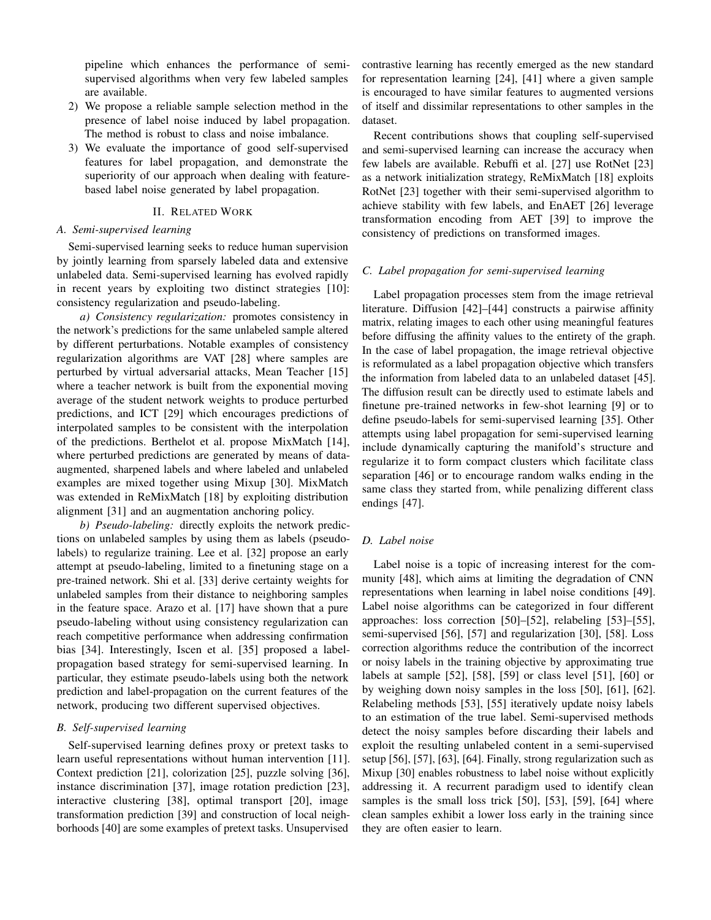pipeline which enhances the performance of semi-supervised algorithms when very few labeled samples are available.

2) We propose a reliable sample selection method in the presence of label noise induced by label propagation. The method is robust to class and noise imbalance.
3) We evaluate the importance of good self-supervised features for label propagation, and demonstrate the superiority of our approach when dealing with feature-based label noise generated by label propagation.

## II. Related Work

### A. Semi-supervised learning

Semi-supervised learning seeks to reduce human supervision by jointly learning from sparsely labeled data and extensive unlabeled data. Semi-supervised learning has evolved rapidly in recent years by exploiting two distinct strategies [10]: consistency regularization and pseudo-labeling.

*a) Consistency regularization:* promotes consistency in the network's predictions for the same unlabeled sample altered by different perturbations. Notable examples of consistency regularization algorithms are VAT [28] where samples are perturbed by virtual adversarial attacks, Mean Teacher [15] where a teacher network is built from the exponential moving average of the student network weights to produce perturbed predictions, and ICT [29] which encourages predictions of interpolated samples to be consistent with the interpolation of the predictions. Berthelot et al. propose MixMatch [14], where perturbed predictions are generated by means of data-augmented, sharpened labels and where labeled and unlabeled examples are mixed together using Mixup [30]. MixMatch was extended in ReMixMatch [18] by exploiting distribution alignment [31] and an augmentation anchoring policy.

*b) Pseudo-labeling:* directly exploits the network predictions on unlabeled samples by using them as labels (pseudo-labels) to regularize training. Lee et al. [32] propose an early attempt at pseudo-labeling, limited to a finetuning stage on a pre-trained network. Shi et al. [33] derive certainty weights for unlabeled samples from their distance to neighboring samples in the feature space. Arazo et al. [17] have shown that a pure pseudo-labeling without using consistency regularization can reach competitive performance when addressing confirmation bias [34]. Interestingly, Iscen et al. [35] proposed a label-propagation based strategy for semi-supervised learning. In particular, they estimate pseudo-labels using both the network prediction and label-propagation on the current features of the network, producing two different supervised objectives.

### B. Self-supervised learning

Self-supervised learning defines proxy or pretext tasks to learn useful representations without human intervention [11]. Context prediction [21], colorization [25], puzzle solving [36], instance discrimination [37], image rotation prediction [23], interactive clustering [38], optimal transport [20], image transformation prediction [39] and construction of local neighborhoods [40] are some examples of pretext tasks. Unsupervised contrastive learning has recently emerged as the new standard for representation learning [24], [41] where a given sample is encouraged to have similar features to augmented versions of itself and dissimilar representations to other samples in the dataset.

Recent contributions shows that coupling self-supervised and semi-supervised learning can increase the accuracy when few labels are available. Rebuffi et al. [27] use RotNet [23] as a network initialization strategy, ReMixMatch [18] exploits RotNet [23] together with their semi-supervised algorithm to achieve stability with few labels, and EnAET [26] leverage transformation encoding from AET [39] to improve the consistency of predictions on transformed images.

### C. Label propagation for semi-supervised learning

Label propagation processes stem from the image retrieval literature. Diffusion [42]–[44] constructs a pairwise affinity matrix, relating images to each other using meaningful features before diffusing the affinity values to the entirety of the graph. In the case of label propagation, the image retrieval objective is reformulated as a label propagation objective which transfers the information from labeled data to an unlabeled dataset [45]. The diffusion result can be directly used to estimate labels and finetune pre-trained networks in few-shot learning [9] or to define pseudo-labels for semi-supervised learning [35]. Other attempts using label propagation for semi-supervised learning include dynamically capturing the manifold's structure and regularize it to form compact clusters which facilitate class separation [46] or to encourage random walks ending in the same class they started from, while penalizing different class endings [47].

### D. Label noise

Label noise is a topic of increasing interest for the community [48], which aims at limiting the degradation of CNN representations when learning in label noise conditions [49]. Label noise algorithms can be categorized in four different approaches: loss correction [50]–[52], relabeling [53]–[55], semi-supervised [56], [57] and regularization [30], [58]. Loss correction algorithms reduce the contribution of the incorrect or noisy labels in the training objective by approximating true labels at sample [52], [58], [59] or class level [51], [60] or by weighing down noisy samples in the loss [50], [61], [62]. Relabeling methods [53], [55] iteratively update noisy labels to an estimation of the true label. Semi-supervised methods detect the noisy samples before discarding their labels and exploit the resulting unlabeled content in a semi-supervised setup [56], [57], [63], [64]. Finally, strong regularization such as Mixup [30] enables robustness to label noise without explicitly addressing it. A recurrent paradigm used to identify clean samples is the small loss trick [50], [53], [59], [64] where clean samples exhibit a lower loss early in the training since they are often easier to learn.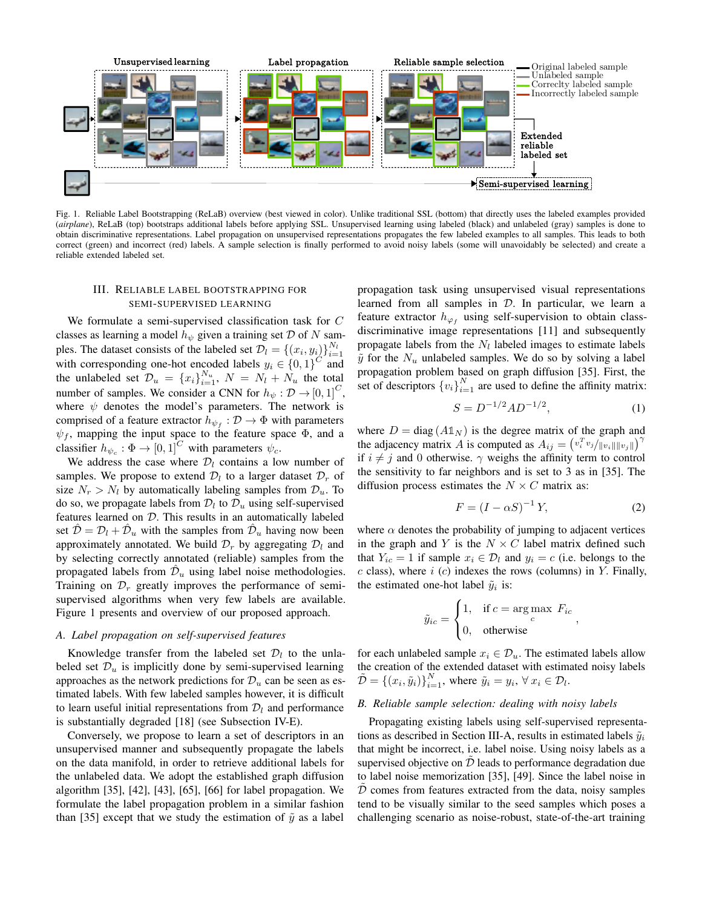Fig. 1. Reliable Label Bootstrapping (ReLaB) overview (best viewed in color). Unlike traditional SSL (bottom) that directly uses the labeled examples provided (*airplane*), ReLaB (top) bootstraps additional labels before applying SSL. Unsupervised learning using labeled (black) and unlabeled (gray) samples is done to obtain discriminative representations. Label propagation on unsupervised representations propagates the few labeled examples to all samples. This leads to both correct (green) and incorrect (red) labels. A sample selection is finally performed to avoid noisy labels (some will unavoidably be selected) and create a reliable extended labeled set.

## III. Reliable Label Bootstrapping for Semi-Supervised Learning

We formulate a semi-supervised classification task for $C$ classes as learning a model $h_\psi$ given a training set $\mathcal{D}$ of $N$ samples. The dataset consists of the labeled set $\mathcal{D}_l = \{(x_i, y_i)\}_{i=1}^{N_l}$ with corresponding one-hot encoded labels $y_i \in \{0,1\}^C$ and the unlabeled set $\mathcal{D}_u = \{x_i\}_{i=1}^{N_u}$, $N = N_l + N_u$ the total number of samples. We consider a CNN for $h_\psi : \mathcal{D} \rightarrow [0,1]^C$, where $\psi$ denotes the model's parameters. The network is comprised of a feature extractor $h_{\psi_f} : \mathcal{D} \rightarrow \Phi$ with parameters $\psi_f$, mapping the input space to the feature space $\Phi$, and a classifier $h_{\psi_c} : \Phi \rightarrow [0,1]^C$ with parameters $\psi_c$.

We address the case where $\mathcal{D}_l$ contains a low number of samples. We propose to extend $\mathcal{D}_l$ to a larger dataset $\mathcal{D}_r$ of size $N_r > N_l$ by automatically labeling samples from $\mathcal{D}_u$. To do so, we propagate labels from $\mathcal{D}_l$ to $\mathcal{D}_u$ using self-supervised features learned on $\mathcal{D}$. This results in an automatically labeled set $\hat{\mathcal{D}} = \mathcal{D}_l + \hat{\mathcal{D}}_u$ with the samples from $\hat{\mathcal{D}}_u$ having now been approximately annotated. We build $\mathcal{D}_r$ by aggregating $\mathcal{D}_l$ and by selecting correctly annotated (reliable) samples from the propagated labels from $\hat{\mathcal{D}}_u$ using label noise methodologies. Training on $\mathcal{D}_r$ greatly improves the performance of semi-supervised algorithms when very few labels are available. Figure 1 presents and overview of our proposed approach.

### A. Label propagation on self-supervised features

Knowledge transfer from the labeled set $\mathcal{D}_l$ to the unlabeled set $\mathcal{D}_u$ is implicitly done by semi-supervised learning approaches as the network predictions for $\mathcal{D}_u$ can be seen as estimated labels. With few labeled samples however, it is difficult to learn useful initial representations from $\mathcal{D}_l$ and performance is substantially degraded [18] (see Subsection IV-E).

Conversely, we propose to learn a set of descriptors in an unsupervised manner and subsequently propagate the labels on the data manifold, in order to retrieve additional labels for the unlabeled data. We adopt the established graph diffusion algorithm [35], [42], [43], [65], [66] for label propagation. We formulate the label propagation problem in a similar fashion than [35] except that we study the estimation of $\tilde{y}$ as a label propagation task using unsupervised visual representations learned from all samples in $\mathcal{D}$. In particular, we learn a feature extractor $h_{\varphi_f}$ using self-supervision to obtain class-discriminative image representations [11] and subsequently propagate labels from the $N_l$ labeled images to estimate labels $\tilde{y}$ for the $N_u$ unlabeled samples. We do so by solving a label propagation problem based on graph diffusion [35]. First, the set of descriptors $\{v_i\}_{i=1}^N$ are used to define the affinity matrix:

$$S = D^{-1/2} A D^{-1/2}, \tag{1}$$

where $D = \operatorname{diag}(A \mathbb{1}_N)$ is the degree matrix of the graph and the adjacency matrix $A$ is computed as $A_{ij} = \left( v_i^T v_j / \|v_i\| \|v_j\| \right)^\gamma$ if $i \neq j$ and 0 otherwise. $\gamma$ weighs the affinity term to control the sensitivity to far neighbors and is set to 3 as in [35]. The diffusion process estimates the $N \times C$ matrix as:

$$F = (I - \alpha S)^{-1} Y, \tag{2}$$

where $\alpha$ denotes the probability of jumping to adjacent vertices in the graph and $Y$ is the $N \times C$ label matrix defined such that $Y_{ic} = 1$ if sample $x_i \in \mathcal{D}_l$ and $y_i = c$ (i.e. belongs to the $c$ class), where $i$ ($c$) indexes the rows (columns) in $Y$. Finally, the estimated one-hot label $\tilde{y}_i$ is:

$$\tilde{y}_{ic} = \begin{cases} 1, & \text{if } c = \arg\max_c F_{ic} \\ 0, & \text{otherwise} \end{cases},$$

for each unlabeled sample $x_i \in \mathcal{D}_u$. The estimated labels allow the creation of the extended dataset with estimated noisy labels $\tilde{\mathcal{D}} = \{(x_i, \tilde{y}_i)\}_{i=1}^N$, where $\tilde{y}_i = y_i$, $\forall\, x_i \in \mathcal{D}_l$.

### B. Reliable sample selection: dealing with noisy labels

Propagating existing labels using self-supervised representations as described in Section III-A, results in estimated labels $\tilde{y}_i$ that might be incorrect, i.e. label noise. Using noisy labels as a supervised objective on $\tilde{\mathcal{D}}$ leads to performance degradation due to label noise memorization [35], [49]. Since the label noise in $\tilde{\mathcal{D}}$ comes from features extracted from the data, noisy samples tend to be visually similar to the seed samples which poses a challenging scenario as noise-robust, state-of-the-art training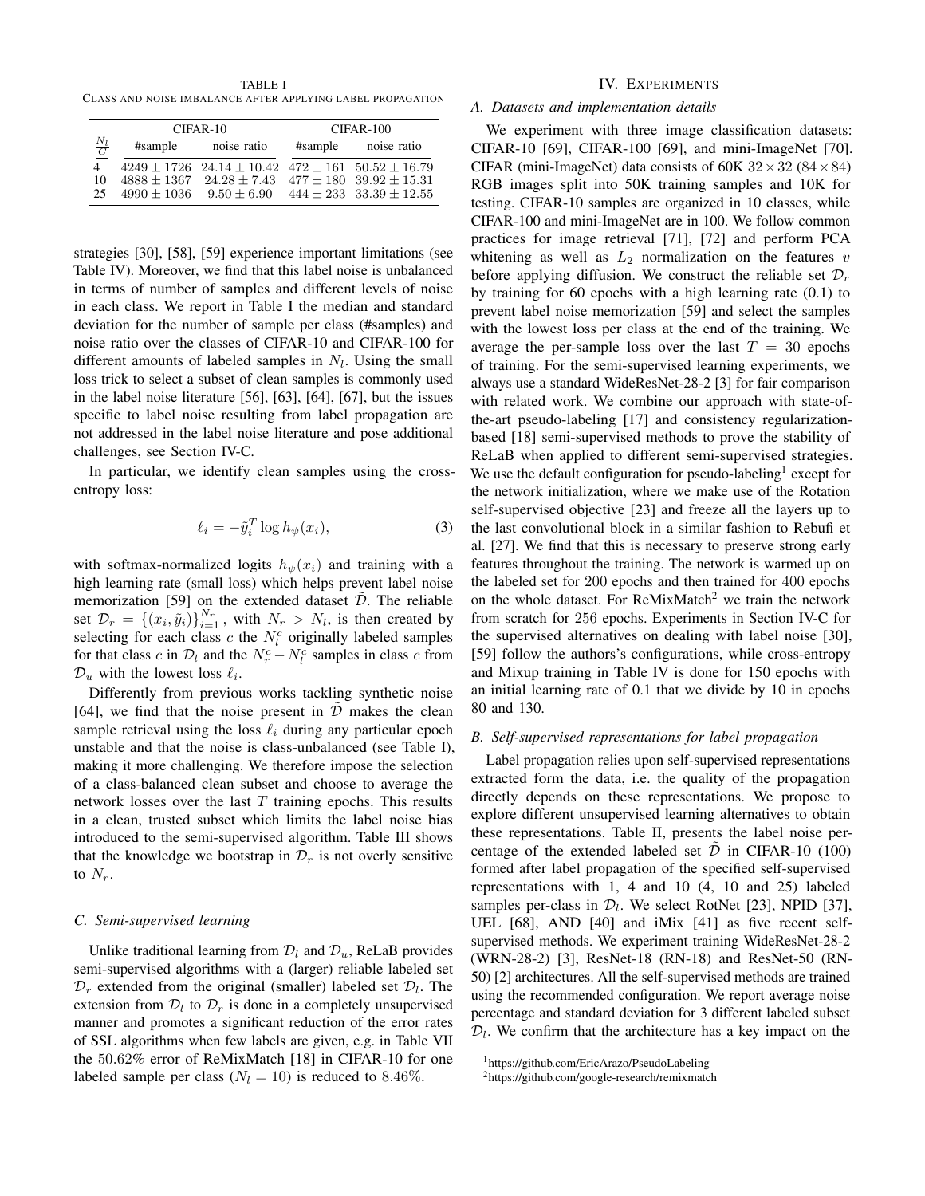TABLE I
CLASS AND NOISE IMBALANCE AFTER APPLYING LABEL PROPAGATION

| $\frac{N_l}{C}$ | CIFAR-10 #sample | CIFAR-10 noise ratio | CIFAR-100 #sample | CIFAR-100 noise ratio |
|---|---|---|---|---|
| 4 | $4249 \pm 1726$ | $24.14 \pm 10.42$ | $472 \pm 161$ | $50.52 \pm 16.79$ |
| 10 | $4888 \pm 1367$ | $24.28 \pm 7.43$ | $477 \pm 180$ | $39.92 \pm 15.31$ |
| 25 | $4990 \pm 1036$ | $9.50 \pm 6.90$ | $444 \pm 233$ | $33.39 \pm 12.55$ |

strategies [30], [58], [59] experience important limitations (see Table IV). Moreover, we find that this label noise is unbalanced in terms of number of samples and different levels of noise in each class. We report in Table I the median and standard deviation for the number of sample per class (#samples) and noise ratio over the classes of CIFAR-10 and CIFAR-100 for different amounts of labeled samples in $N_l$. Using the small loss trick to select a subset of clean samples is commonly used in the label noise literature [56], [63], [64], [67], but the issues specific to label noise resulting from label propagation are not addressed in the label noise literature and pose additional challenges, see Section IV-C.

In particular, we identify clean samples using the cross-entropy loss:

$$\ell_i = -\tilde{y}_i^T \log h_\psi(x_i), \tag{3}$$

with softmax-normalized logits $h_\psi(x_i)$ and training with a high learning rate (small loss) which helps prevent label noise memorization [59] on the extended dataset $\tilde{\mathcal{D}}$. The reliable set $\mathcal{D}_r = \{(x_i, \tilde{y}_i)\}_{i=1}^{N_r}$, with $N_r > N_l$, is then created by selecting for each class $c$ the $N_l^c$ originally labeled samples for that class $c$ in $\mathcal{D}_l$ and the $N_r^c - N_l^c$ samples in class $c$ from $\mathcal{D}_u$ with the lowest loss $\ell_i$.

Differently from previous works tackling synthetic noise [64], we find that the noise present in $\tilde{\mathcal{D}}$ makes the clean sample retrieval using the loss $\ell_i$ during any particular epoch unstable and that the noise is class-unbalanced (see Table I), making it more challenging. We therefore impose the selection of a class-balanced clean subset and choose to average the network losses over the last $T$ training epochs. This results in a clean, trusted subset which limits the label noise bias introduced to the semi-supervised algorithm. Table III shows that the knowledge we bootstrap in $\mathcal{D}_r$ is not overly sensitive to $N_r$.

### C. Semi-supervised learning

Unlike traditional learning from $\mathcal{D}_l$ and $\mathcal{D}_u$, ReLaB provides semi-supervised algorithms with a (larger) reliable labeled set $\mathcal{D}_r$ extended from the original (smaller) labeled set $\mathcal{D}_l$. The extension from $\mathcal{D}_l$ to $\mathcal{D}_r$ is done in a completely unsupervised manner and promotes a significant reduction of the error rates of SSL algorithms when few labels are given, e.g. in Table VII the $50.62\%$ error of ReMixMatch [18] in CIFAR-10 for one labeled sample per class ($N_l = 10$) is reduced to $8.46\%$.

## IV. EXPERIMENTS

### A. Datasets and implementation details

We experiment with three image classification datasets: CIFAR-10 [69], CIFAR-100 [69], and mini-ImageNet [70]. CIFAR (mini-ImageNet) data consists of 60K $32 \times 32$ ($84 \times 84$) RGB images split into 50K training samples and 10K for testing. CIFAR-10 samples are organized in 10 classes, while CIFAR-100 and mini-ImageNet are in 100. We follow common practices for image retrieval [71], [72] and perform PCA whitening as well as $L_2$ normalization on the features $v$ before applying diffusion. We construct the reliable set $\mathcal{D}_r$ by training for 60 epochs with a high learning rate (0.1) to prevent label noise memorization [59] and select the samples with the lowest loss per class at the end of the training. We average the per-sample loss over the last $T = 30$ epochs of training. For the semi-supervised learning experiments, we always use a standard WideResNet-28-2 [3] for fair comparison with related work. We combine our approach with state-of-the-art pseudo-labeling [17] and consistency regularization-based [18] semi-supervised methods to prove the stability of ReLaB when applied to different semi-supervised strategies. We use the default configuration for pseudo-labeling[1] except for the network initialization, where we make use of the Rotation self-supervised objective [23] and freeze all the layers up to the last convolutional block in a similar fashion to Rebufi et al. [27]. We find that this is necessary to preserve strong early features throughout the training. The network is warmed up on the labeled set for 200 epochs and then trained for 400 epochs on the whole dataset. For ReMixMatch[2] we train the network from scratch for 256 epochs. Experiments in Section IV-C for the supervised alternatives on dealing with label noise [30], [59] follow the authors's configurations, while cross-entropy and Mixup training in Table IV is done for 150 epochs with an initial learning rate of 0.1 that we divide by 10 in epochs 80 and 130.

### B. Self-supervised representations for label propagation

Label propagation relies upon self-supervised representations extracted form the data, i.e. the quality of the propagation directly depends on these representations. We propose to explore different unsupervised learning alternatives to obtain these representations. Table II, presents the label noise percentage of the extended labeled set $\tilde{\mathcal{D}}$ in CIFAR-10 (100) formed after label propagation of the specified self-supervised representations with 1, 4 and 10 (4, 10 and 25) labeled samples per-class in $\mathcal{D}_l$. We select RotNet [23], NPID [37], UEL [68], AND [40] and iMix [41] as five recent self-supervised methods. We experiment training WideResNet-28-2 (WRN-28-2) [3], ResNet-18 (RN-18) and ResNet-50 (RN-50) [2] architectures. All the self-supervised methods are trained using the recommended configuration. We report average noise percentage and standard deviation for 3 different labeled subset $\mathcal{D}_l$. We confirm that the architecture has a key impact on the

[1] https://github.com/EricArazo/PseudoLabeling

[2] https://github.com/google-research/remixmatch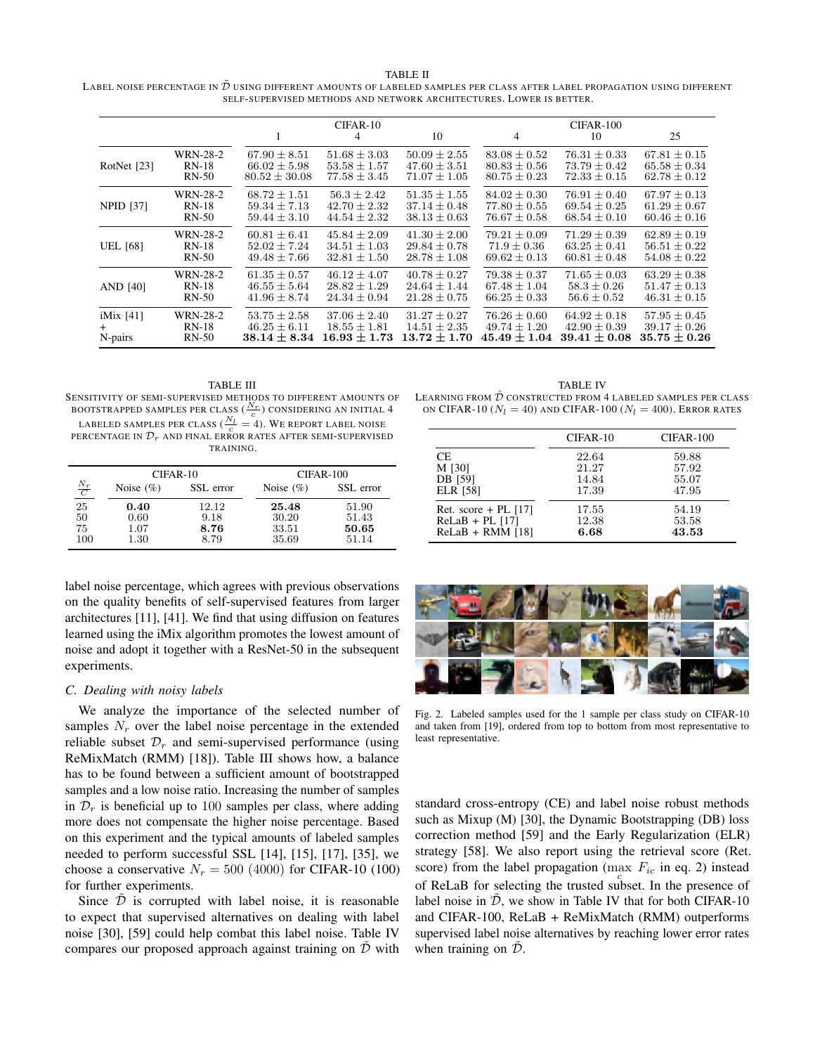TABLE II

Label noise percentage in $\tilde{\mathcal{D}}$ using different amounts of labeled samples per class after label propagation using different self-supervised methods and network architectures. Lower is better.

| | | CIFAR-10 | | | CIFAR-100 | | |
|---|---|---|---|---|---|---|---|
| | | 1 | 4 | 10 | 4 | 10 | 25 |
| RotNet [23] | WRN-28-2 | $67.90 \pm 8.51$ | $51.68 \pm 3.03$ | $50.09 \pm 2.55$ | $83.08 \pm 0.52$ | $76.31 \pm 0.33$ | $67.81 \pm 0.15$ |
| | RN-18 | $66.02 \pm 5.98$ | $53.58 \pm 1.57$ | $47.60 \pm 3.51$ | $80.83 \pm 0.56$ | $73.79 \pm 0.42$ | $65.58 \pm 0.34$ |
| | RN-50 | $80.52 \pm 30.08$ | $77.58 \pm 3.45$ | $71.07 \pm 1.05$ | $80.75 \pm 0.23$ | $72.33 \pm 0.15$ | $62.78 \pm 0.12$ |
| NPID [37] | WRN-28-2 | $68.72 \pm 1.51$ | $56.3 \pm 2.42$ | $51.35 \pm 1.55$ | $84.02 \pm 0.30$ | $76.91 \pm 0.40$ | $67.97 \pm 0.13$ |
| | RN-18 | $59.34 \pm 7.13$ | $42.70 \pm 2.32$ | $37.14 \pm 0.48$ | $77.80 \pm 0.55$ | $69.54 \pm 0.25$ | $61.29 \pm 0.67$ |
| | RN-50 | $59.44 \pm 3.10$ | $44.54 \pm 2.32$ | $38.13 \pm 0.63$ | $76.67 \pm 0.58$ | $68.54 \pm 0.10$ | $60.46 \pm 0.16$ |
| UEL [68] | WRN-28-2 | $60.81 \pm 6.41$ | $45.84 \pm 2.09$ | $41.30 \pm 2.00$ | $79.21 \pm 0.09$ | $71.29 \pm 0.39$ | $62.89 \pm 0.19$ |
| | RN-18 | $52.02 \pm 7.24$ | $34.51 \pm 1.03$ | $29.84 \pm 0.78$ | $71.9 \pm 0.36$ | $63.25 \pm 0.41$ | $56.51 \pm 0.22$ |
| | RN-50 | $49.48 \pm 7.66$ | $32.81 \pm 1.50$ | $28.78 \pm 1.08$ | $69.62 \pm 0.13$ | $60.81 \pm 0.48$ | $54.08 \pm 0.22$ |
| AND [40] | WRN-28-2 | $61.35 \pm 0.57$ | $46.12 \pm 4.07$ | $40.78 \pm 0.27$ | $79.38 \pm 0.37$ | $71.65 \pm 0.03$ | $63.29 \pm 0.38$ |
| | RN-18 | $46.55 \pm 5.64$ | $28.82 \pm 1.29$ | $24.64 \pm 1.44$ | $67.48 \pm 1.04$ | $58.3 \pm 0.26$ | $51.47 \pm 0.13$ |
| | RN-50 | $41.96 \pm 8.74$ | $24.34 \pm 0.94$ | $21.28 \pm 0.75$ | $66.25 \pm 0.33$ | $56.6 \pm 0.52$ | $46.31 \pm 0.15$ |
| iMix [41] + N-pairs | WRN-28-2 | $53.75 \pm 2.58$ | $37.06 \pm 2.40$ | $31.27 \pm 0.27$ | $76.26 \pm 0.60$ | $64.92 \pm 0.18$ | $57.95 \pm 0.45$ |
| | RN-18 | $46.25 \pm 6.11$ | $18.55 \pm 1.81$ | $14.51 \pm 2.35$ | $49.74 \pm 1.20$ | $42.90 \pm 0.39$ | $39.17 \pm 0.26$ |
| | RN-50 | $\mathbf{38.14 \pm 8.34}$ | $\mathbf{16.93 \pm 1.73}$ | $\mathbf{13.72 \pm 1.70}$ | $\mathbf{45.49 \pm 1.04}$ | $\mathbf{39.41 \pm 0.08}$ | $\mathbf{35.75 \pm 0.26}$ |

TABLE III

Sensitivity of semi-supervised methods to different amounts of bootstrapped samples per class ($\frac{N_r}{c}$) considering an initial 4 labeled samples per class ($\frac{N_l}{c} = 4$). We report label noise percentage in $\mathcal{D}_r$ and final error rates after semi-supervised training.

| | CIFAR-10 | | CIFAR-100 | |
|---|---|---|---|---|
| $\frac{N_r}{C}$ | Noise (%) | SSL error | Noise (%) | SSL error |
| 25 | **0.40** | 12.12 | **25.48** | 51.90 |
| 50 | 0.60 | 9.18 | 30.20 | 51.43 |
| 75 | 1.07 | **8.76** | 33.51 | **50.65** |
| 100 | 1.30 | 8.79 | 35.69 | 51.14 |

TABLE IV

Learning from $\hat{\mathcal{D}}$ constructed from 4 labeled samples per class on CIFAR-10 ($N_l = 40$) and CIFAR-100 ($N_l = 400$). Error rates

| | CIFAR-10 | CIFAR-100 |
|---|---|---|
| CE | 22.64 | 59.88 |
| M [30] | 21.27 | 57.92 |
| DB [59] | 14.84 | 55.07 |
| ELR [58] | 17.39 | 47.95 |
| Ret. score + PL [17] | 17.55 | 54.19 |
| ReLaB + PL [17] | 12.38 | 53.58 |
| ReLaB + RMM [18] | **6.68** | **43.53** |

label noise percentage, which agrees with previous observations on the quality benefits of self-supervised features from larger architectures [11], [41]. We find that using diffusion on features learned using the iMix algorithm promotes the lowest amount of noise and adopt it together with a ResNet-50 in the subsequent experiments.

### C. Dealing with noisy labels

We analyze the importance of the selected number of samples $N_r$ over the label noise percentage in the extended reliable subset $\mathcal{D}_r$ and semi-supervised performance (using ReMixMatch (RMM) [18]). Table III shows how, a balance has to be found between a sufficient amount of bootstrapped samples and a low noise ratio. Increasing the number of samples in $\mathcal{D}_r$ is beneficial up to 100 samples per class, where adding more does not compensate the higher noise percentage. Based on this experiment and the typical amounts of labeled samples needed to perform successful SSL [14], [15], [17], [35], we choose a conservative $N_r = 500$ (4000) for CIFAR-10 (100) for further experiments.

Since $\tilde{\mathcal{D}}$ is corrupted with label noise, it is reasonable to expect that supervised alternatives on dealing with label noise [30], [59] could help combat this label noise. Table IV compares our proposed approach against training on $\tilde{\mathcal{D}}$ with standard cross-entropy (CE) and label noise robust methods such as Mixup (M) [30], the Dynamic Bootstrapping (DB) loss correction method [59] and the Early Regularization (ELR) strategy [58]. We also report using the retrieval score (Ret. score) from the label propagation ($\max_c F_{ic}$ in eq. 2) instead of ReLaB for selecting the trusted subset. In the presence of label noise in $\tilde{\mathcal{D}}$, we show in Table IV that for both CIFAR-10 and CIFAR-100, ReLaB + ReMixMatch (RMM) outperforms supervised label noise alternatives by reaching lower error rates when training on $\tilde{\mathcal{D}}$.

Fig. 2. Labeled samples used for the 1 sample per class study on CIFAR-10 and taken from [19], ordered from top to bottom from most representative to least representative.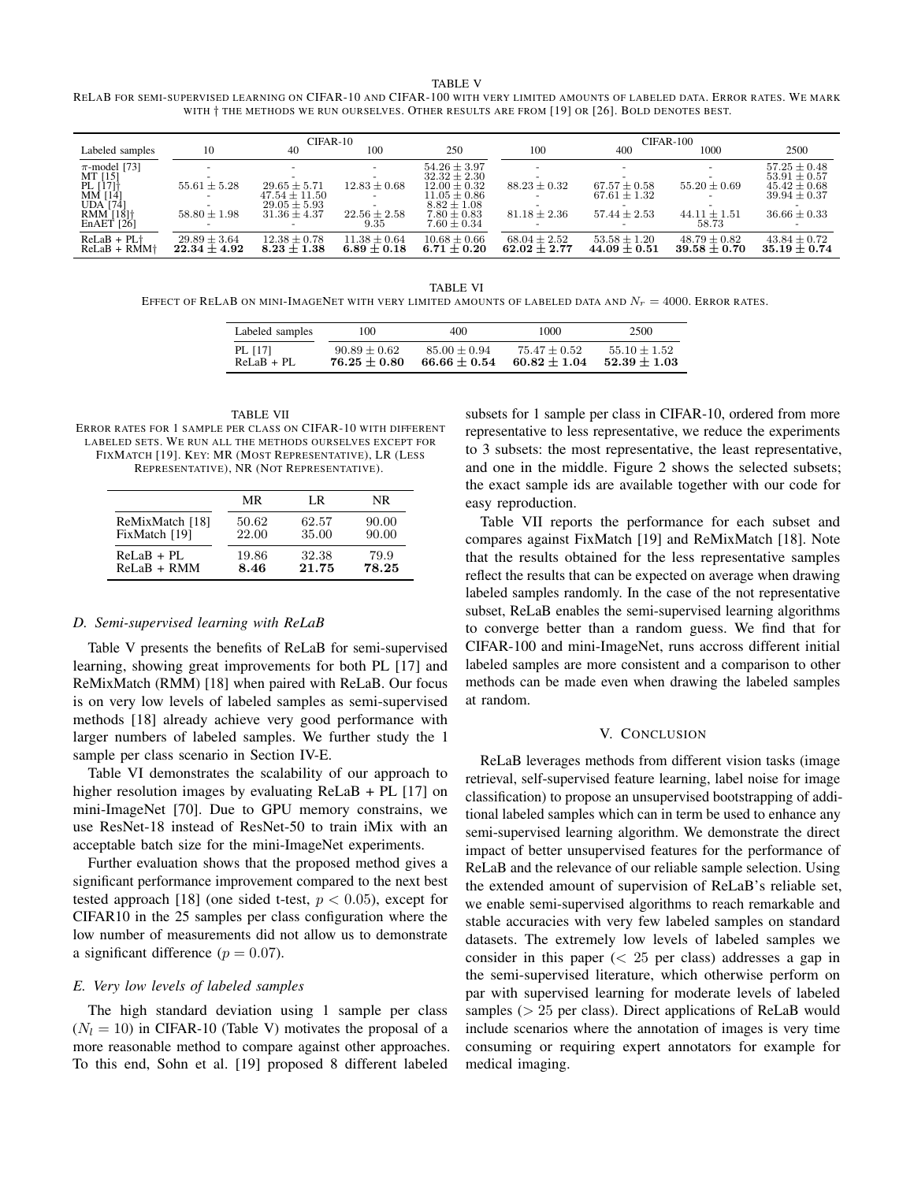TABLE V

RELAB FOR SEMI-SUPERVISED LEARNING ON CIFAR-10 AND CIFAR-100 WITH VERY LIMITED AMOUNTS OF LABELED DATA. ERROR RATES. WE MARK WITH † THE METHODS WE RUN OURSELVES. OTHER RESULTS ARE FROM [19] OR [26]. BOLD DENOTES BEST.

| | CIFAR-10 | | | | CIFAR-100 | | | |
|---|---|---|---|---|---|---|---|---|
| Labeled samples | 10 | 40 | 100 | 250 | 100 | 400 | 1000 | 2500 |
| π-model [73] | - | - | - | $54.26 \pm 3.97$ | - | - | - | $57.25 \pm 0.48$ |
| MT [15] | - | - | - | $32.32 \pm 2.30$ | - | - | - | $53.91 \pm 0.57$ |
| PL [17]† | $55.61 \pm 5.28$ | $29.65 \pm 5.71$ | $12.83 \pm 0.68$ | $12.00 \pm 0.32$ | $88.23 \pm 0.32$ | $67.57 \pm 0.58$ | $55.20 \pm 0.69$ | $45.42 \pm 0.68$ |
| MM [14] | - | $47.54 \pm 11.50$ | - | $11.05 \pm 0.86$ | - | $67.61 \pm 1.32$ | - | $39.94 \pm 0.37$ |
| UDA [74] | - | $29.05 \pm 5.93$ | - | $8.82 \pm 1.08$ | - | - | - | - |
| RMM [18]† | $58.80 \pm 1.98$ | $31.36 \pm 4.37$ | $22.56 \pm 2.58$ | $7.80 \pm 0.83$ | $81.18 \pm 2.36$ | $57.44 \pm 2.53$ | $44.11 \pm 1.51$ | $36.66 \pm 0.33$ |
| EnAET [26] | - | - | 9.35 | $7.60 \pm 0.34$ | - | - | 58.73 | - |
| ReLaB + PL† | $29.89 \pm 3.64$ | $12.38 \pm 0.78$ | $11.38 \pm 0.64$ | $10.68 \pm 0.66$ | $68.04 \pm 2.52$ | $53.58 \pm 1.20$ | $48.79 \pm 0.82$ | $43.84 \pm 0.72$ |
| ReLaB + RMM† | $\mathbf{22.34 \pm 4.92}$ | $\mathbf{8.23 \pm 1.38}$ | $\mathbf{6.89 \pm 0.18}$ | $\mathbf{6.71 \pm 0.20}$ | $\mathbf{62.02 \pm 2.77}$ | $\mathbf{44.09 \pm 0.51}$ | $\mathbf{39.58 \pm 0.70}$ | $\mathbf{35.19 \pm 0.74}$ |

TABLE VI

EFFECT OF RELAB ON MINI-IMAGENET WITH VERY LIMITED AMOUNTS OF LABELED DATA AND $N_r = 4000$. ERROR RATES.

| Labeled samples | 100 | 400 | 1000 | 2500 |
|---|---|---|---|---|
| PL [17] | $90.89 \pm 0.62$ | $85.00 \pm 0.94$ | $75.47 \pm 0.52$ | $55.10 \pm 1.52$ |
| ReLaB + PL | $\mathbf{76.25 \pm 0.80}$ | $\mathbf{66.66 \pm 0.54}$ | $\mathbf{60.82 \pm 1.04}$ | $\mathbf{52.39 \pm 1.03}$ |

TABLE VII

ERROR RATES FOR 1 SAMPLE PER CLASS ON CIFAR-10 WITH DIFFERENT LABELED SETS. WE RUN ALL THE METHODS OURSELVES EXCEPT FOR FIXMATCH [19]. KEY: MR (MOST REPRESENTATIVE), LR (LESS REPRESENTATIVE), NR (NOT REPRESENTATIVE).

| | MR | LR | NR |
|---|---|---|---|
| ReMixMatch [18] | 50.62 | 62.57 | 90.00 |
| FixMatch [19] | 22.00 | 35.00 | 90.00 |
| ReLaB + PL | 19.86 | 32.38 | 79.9 |
| ReLaB + RMM | **8.46** | **21.75** | **78.25** |

### D. Semi-supervised learning with ReLaB

Table V presents the benefits of ReLaB for semi-supervised learning, showing great improvements for both PL [17] and ReMixMatch (RMM) [18] when paired with ReLaB. Our focus is on very low levels of labeled samples as semi-supervised methods [18] already achieve very good performance with larger numbers of labeled samples. We further study the 1 sample per class scenario in Section IV-E.

Table VI demonstrates the scalability of our approach to higher resolution images by evaluating ReLaB + PL [17] on mini-ImageNet [70]. Due to GPU memory constrains, we use ResNet-18 instead of ResNet-50 to train iMix with an acceptable batch size for the mini-ImageNet experiments.

Further evaluation shows that the proposed method gives a significant performance improvement compared to the next best tested approach [18] (one sided t-test, $p < 0.05$), except for CIFAR10 in the 25 samples per class configuration where the low number of measurements did not allow us to demonstrate a significant difference ($p = 0.07$).

### E. Very low levels of labeled samples

The high standard deviation using 1 sample per class ($N_l = 10$) in CIFAR-10 (Table V) motivates the proposal of a more reasonable method to compare against other approaches. To this end, Sohn et al. [19] proposed 8 different labeled subsets for 1 sample per class in CIFAR-10, ordered from more representative to less representative, we reduce the experiments to 3 subsets: the most representative, the least representative, and one in the middle. Figure 2 shows the selected subsets; the exact sample ids are available together with our code for easy reproduction.

Table VII reports the performance for each subset and compares against FixMatch [19] and ReMixMatch [18]. Note that the results obtained for the less representative samples reflect the results that can be expected on average when drawing labeled samples randomly. In the case of the not representative subset, ReLaB enables the semi-supervised learning algorithms to converge better than a random guess. We find that for CIFAR-100 and mini-ImageNet, runs accross different initial labeled samples are more consistent and a comparison to other methods can be made even when drawing the labeled samples at random.

## V. CONCLUSION

ReLaB leverages methods from different vision tasks (image retrieval, self-supervised feature learning, label noise for image classification) to propose an unsupervised bootstrapping of additional labeled samples which can in term be used to enhance any semi-supervised learning algorithm. We demonstrate the direct impact of better unsupervised features for the performance of ReLaB and the relevance of our reliable sample selection. Using the extended amount of supervision of ReLaB's reliable set, we enable semi-supervised algorithms to reach remarkable and stable accuracies with very few labeled samples on standard datasets. The extremely low levels of labeled samples we consider in this paper ($< 25$ per class) addresses a gap in the semi-supervised literature, which otherwise perform on par with supervised learning for moderate levels of labeled samples ($> 25$ per class). Direct applications of ReLaB would include scenarios where the annotation of images is very time consuming or requiring expert annotators for example for medical imaging.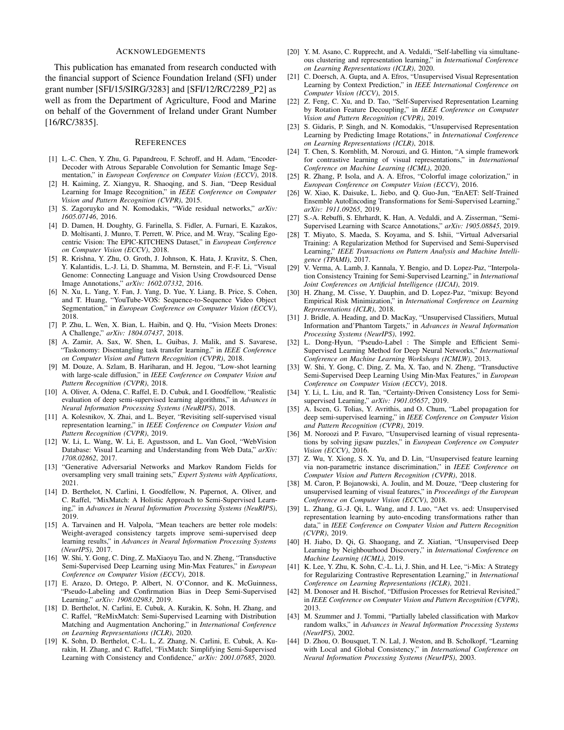## Acknowledgements

This publication has emanated from research conducted with the financial support of Science Foundation Ireland (SFI) under grant number [SFI/15/SIRG/3283] and [SFI/12/RC/2289_P2] as well as from the Department of Agriculture, Food and Marine on behalf of the Government of Ireland under Grant Number [16/RC/3835].

## References

[1] L.-C. Chen, Y. Zhu, G. Papandreou, F. Schroff, and H. Adam, "Encoder-Decoder with Atrous Separable Convolution for Semantic Image Segmentation," in *European Conference on Computer Vision (ECCV)*, 2018.

[2] H. Kaiming, Z. Xiangyu, R. Shaoqing, and S. Jian, "Deep Residual Learning for Image Recognition," in *IEEE Conference on Computer Vision and Pattern Recognition (CVPR)*, 2015.

[3] S. Zagoruyko and N. Komodakis, "Wide residual networks," *arXiv: 1605.07146*, 2016.

[4] D. Damen, H. Doughty, G. Farinella, S. Fidler, A. Furnari, E. Kazakos, D. Moltisanti, J. Munro, T. Perrett, W. Price, and M. Wray, "Scaling Egocentric Vision: The EPIC-KITCHENS Dataset," in *European Conference on Computer Vision (ECCV)*, 2018.

[5] R. Krishna, Y. Zhu, O. Groth, J. Johnson, K. Hata, J. Kravitz, S. Chen, Y. Kalantidis, L.-J. Li, D. Shamma, M. Bernstein, and F.-F. Li, "Visual Genome: Connecting Language and Vision Using Crowdsourced Dense Image Annotations," *arXiv: 1602.07332*, 2016.

[6] N. Xu, L. Yang, Y. Fan, J. Yang, D. Yue, Y. Liang, B. Price, S. Cohen, and T. Huang, "YouTube-VOS: Sequence-to-Sequence Video Object Segmentation," in *European Conference on Computer Vision (ECCV)*, 2018.

[7] P. Zhu, L. Wen, X. Bian, L. Haibin, and Q. Hu, "Vision Meets Drones: A Challenge," *arXiv: 1804.07437*, 2018.

[8] A. Zamir, A. Sax, W. Shen, L. Guibas, J. Malik, and S. Savarese, "Taskonomy: Disentangling task transfer learning," in *IEEE Conference on Computer Vision and Pattern Recognition (CVPR)*, 2018.

[9] M. Douze, A. Szlam, B. Hariharan, and H. Jegou, "Low-shot learning with large-scale diffusion," in *IEEE Conference on Computer Vision and Pattern Recognition (CVPR)*, 2018.

[10] A. Oliver, A. Odena, C. Raffel, E. D. Cubuk, and I. Goodfellow, "Realistic evaluation of deep semi-supervised learning algorithms," in *Advances in Neural Information Processing Systems (NeuRIPS)*, 2018.

[11] A. Kolesnikov, X. Zhai, and L. Beyer, "Revisiting self-supervised visual representation learning," in *IEEE Conference on Computer Vision and Pattern Recognition (CVPR)*, 2019.

[12] W. Li, L. Wang, W. Li, E. Agustsson, and L. Van Gool, "WebVision Database: Visual Learning and Understanding from Web Data," *arXiv: 1708.02862*, 2017.

[13] "Generative Adversarial Networks and Markov Random Fields for oversampling very small training sets," *Expert Systems with Applications*, 2021.

[14] D. Berthelot, N. Carlini, I. Goodfellow, N. Papernot, A. Oliver, and C. Raffel, "MixMatch: A Holistic Approach to Semi-Supervised Learning," in *Advances in Neural Information Processing Systems (NeuRIPS)*, 2019.

[15] A. Tarvainen and H. Valpola, "Mean teachers are better role models: Weight-averaged consistency targets improve semi-supervised deep learning results," in *Advances in Neural Information Processing Systems (NeurIPS)*, 2017.

[16] W. Shi, Y. Gong, C. Ding, Z. MaXiaoyu Tao, and N. Zheng, "Transductive Semi-Supervised Deep Learning using Min-Max Features," in *European Conference on Computer Vision (ECCV)*, 2018.

[17] E. Arazo, D. Ortego, P. Albert, N. O'Connor, and K. McGuinness, "Pseudo-Labeling and Confirmation Bias in Deep Semi-Supervised Learning," *arXiv: 1908.02983*, 2019.

[18] D. Berthelot, N. Carlini, E. Cubuk, A. Kurakin, K. Sohn, H. Zhang, and C. Raffel, "ReMixMatch: Semi-Supervised Learning with Distribution Matching and Augmentation Anchoring," in *International Conference on Learning Representations (ICLR)*, 2020.

[19] K. Sohn, D. Berthelot, C.-L. L, Z. Zhang, N. Carlini, E. Cubuk, A. Kurakin, H. Zhang, and C. Raffel, "FixMatch: Simplifying Semi-Supervised Learning with Consistency and Confidence," *arXiv: 2001.07685*, 2020.

[20] Y. M. Asano, C. Rupprecht, and A. Vedaldi, "Self-labelling via simultaneous clustering and representation learning," in *International Conference on Learning Representations (ICLR)*, 2020.

[21] C. Doersch, A. Gupta, and A. Efros, "Unsupervised Visual Representation Learning by Context Prediction," in *IEEE International Conference on Computer Vision (ICCV)*, 2015.

[22] Z. Feng, C. Xu, and D. Tao, "Self-Supervised Representation Learning by Rotation Feature Decoupling," in *IEEE Conference on Computer Vision and Pattern Recognition (CVPR)*, 2019.

[23] S. Gidaris, P. Singh, and N. Komodakis, "Unsupervised Representation Learning by Predicting Image Rotations," in *International Conference on Learning Representations (ICLR)*, 2018.

[24] T. Chen, S. Kornblith, M. Norouzi, and G. Hinton, "A simple framework for contrastive learning of visual representations," in *International Conference on Machine Learning (ICML)*, 2020.

[25] R. Zhang, P. Isola, and A. A. Efros, "Colorful image colorization," in *European Conference on Computer Vision (ECCV)*, 2016.

[26] W. Xiao, K. Daisuke, L. Jiebo, and Q. Guo-Jun, "EnAET: Self-Trained Ensemble AutoEncoding Transformations for Semi-Supervised Learning," *arXiv: 1911.09265*, 2019.

[27] S.-A. Rebuffi, S. Ehrhardt, K. Han, A. Vedaldi, and A. Zisserman, "Semi-Supervised Learning with Scarce Annotations," *arXiv: 1905.08845*, 2019.

[28] T. Miyato, S. Maeda, S. Koyama, and S. Ishii, "Virtual Adversarial Training: A Regularization Method for Supervised and Semi-Supervised Learning," *IEEE Transactions on Pattern Analysis and Machine Intelligence (TPAMI)*, 2017.

[29] V. Verma, A. Lamb, J. Kannala, Y. Bengio, and D. Lopez-Paz, "Interpolation Consistency Training for Semi-Supervised Learning," in *International Joint Conferences on Artificial Intelligence (IJCAI)*, 2019.

[30] H. Zhang, M. Cisse, Y. Dauphin, and D. Lopez-Paz, "mixup: Beyond Empirical Risk Minimization," in *International Conference on Learning Representations (ICLR)*, 2018.

[31] J. Bridle, A. Heading, and D. MacKay, "Unsupervised Classifiers, Mutual Information and'Phantom Targets," in *Advances in Neural Information Processing Systems (NeurIPS)*, 1992.

[32] L. Dong-Hyun, "Pseudo-Label : The Simple and Efficient Semi-Supervised Learning Method for Deep Neural Networks," *International Conference on Machine Learning Workshops (ICMLW)*, 2013.

[33] W. Shi, Y. Gong, C. Ding, Z. Ma, X. Tao, and N. Zheng, "Transductive Semi-Supervised Deep Learning Using Min-Max Features," in *European Conference on Computer Vision (ECCV)*, 2018.

[34] Y. Li, L. Liu, and R. Tan, "Certainty-Driven Consistency Loss for Semi-supervised Learning," *arXiv: 1901.05657*, 2019.

[35] A. Iscen, G. Tolias, Y. Avrithis, and O. Chum, "Label propagation for deep semi-supervised learning," in *IEEE Conference on Computer Vision and Pattern Recognition (CVPR)*, 2019.

[36] M. Noroozi and P. Favaro, "Unsupervised learning of visual representations by solving jigsaw puzzles," in *European Conference on Computer Vision (ECCV)*, 2016.

[37] Z. Wu, Y. Xiong, S. X. Yu, and D. Lin, "Unsupervised feature learning via non-parametric instance discrimination," in *IEEE Conference on Computer Vision and Pattern Recognition (CVPR)*, 2018.

[38] M. Caron, P. Bojanowski, A. Joulin, and M. Douze, "Deep clustering for unsupervised learning of visual features," in *Proceedings of the European Conference on Computer Vision (ECCV)*, 2018.

[39] L. Zhang, G.-J. Qi, L. Wang, and J. Luo, "Aet vs. aed: Unsupervised representation learning by auto-encoding transformations rather than data," in *IEEE Conference on Computer Vision and Pattern Recognition (CVPR)*, 2019.

[40] H. Jiabo, D. Qi, G. Shaogang, and Z. Xiatian, "Unsupervised Deep Learning by Neighbourhood Discovery," in *International Conference on Machine Learning (ICML)*, 2019.

[41] K. Lee, Y. Zhu, K. Sohn, C.-L. Li, J. Shin, and H. Lee, "i-Mix: A Strategy for Regularizing Contrastive Representation Learning," in *International Conference on Learning Representations (ICLR)*, 2021.

[42] M. Donoser and H. Bischof, "Diffusion Processes for Retrieval Revisited," in *IEEE Conference on Computer Vision and Pattern Recognition (CVPR)*, 2013.

[43] M. Szummer and J. Tommi, "Partially labeled classification with Markov random walks," in *Advances in Neural Information Processing Systems (NeurIPS)*, 2002.

[44] D. Zhou, O. Bousquet, T. N. Lal, J. Weston, and B. Scholkopf, "Learning with Local and Global Consistency," in *International Conference on Neural Information Processing Systems (NeurIPS)*, 2003.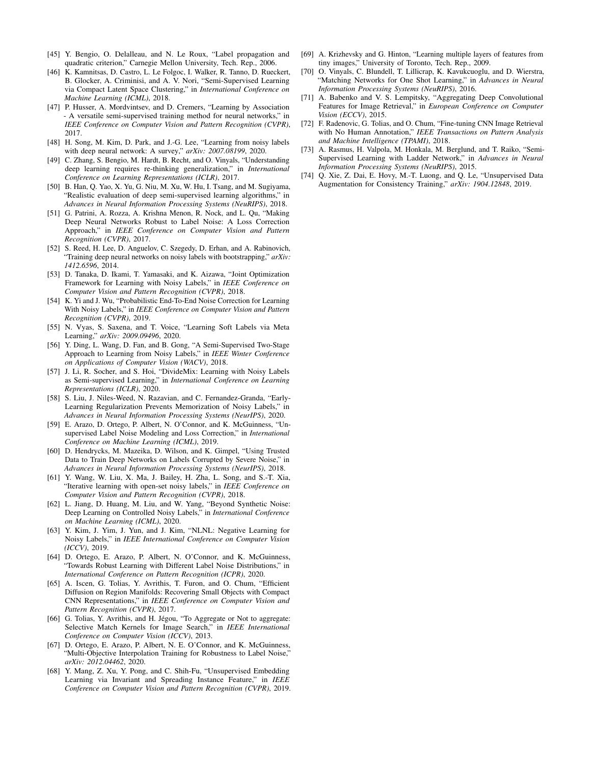[45] Y. Bengio, O. Delalleau, and N. Le Roux, "Label propagation and quadratic criterion," Carnegie Mellon University, Tech. Rep., 2006.

[46] K. Kamnitsas, D. Castro, L. Le Folgoc, I. Walker, R. Tanno, D. Rueckert, B. Glocker, A. Criminisi, and A. V. Nori, "Semi-Supervised Learning via Compact Latent Space Clustering," in *International Conference on Machine Learning (ICML)*, 2018.

[47] P. Husser, A. Mordvintsev, and D. Cremers, "Learning by Association - A versatile semi-supervised training method for neural networks," in *IEEE Conference on Computer Vision and Pattern Recognition (CVPR)*, 2017.

[48] H. Song, M. Kim, D. Park, and J.-G. Lee, "Learning from noisy labels with deep neural network: A survey," *arXiv: 2007.08199*, 2020.

[49] C. Zhang, S. Bengio, M. Hardt, B. Recht, and O. Vinyals, "Understanding deep learning requires re-thinking generalization," in *International Conference on Learning Representations (ICLR)*, 2017.

[50] B. Han, Q. Yao, X. Yu, G. Niu, M. Xu, W. Hu, I. Tsang, and M. Sugiyama, "Realistic evaluation of deep semi-supervised learning algorithms," in *Advances in Neural Information Processing Systems (NeuRIPS)*, 2018.

[51] G. Patrini, A. Rozza, A. Krishna Menon, R. Nock, and L. Qu, "Making Deep Neural Networks Robust to Label Noise: A Loss Correction Approach," in *IEEE Conference on Computer Vision and Pattern Recognition (CVPR)*, 2017.

[52] S. Reed, H. Lee, D. Anguelov, C. Szegedy, D. Erhan, and A. Rabinovich, "Training deep neural networks on noisy labels with bootstrapping," *arXiv: 1412.6596*, 2014.

[53] D. Tanaka, D. Ikami, T. Yamasaki, and K. Aizawa, "Joint Optimization Framework for Learning with Noisy Labels," in *IEEE Conference on Computer Vision and Pattern Recognition (CVPR)*, 2018.

[54] K. Yi and J. Wu, "Probabilistic End-To-End Noise Correction for Learning With Noisy Labels," in *IEEE Conference on Computer Vision and Pattern Recognition (CVPR)*, 2019.

[55] N. Vyas, S. Saxena, and T. Voice, "Learning Soft Labels via Meta Learning," *arXiv: 2009.09496*, 2020.

[56] Y. Ding, L. Wang, D. Fan, and B. Gong, "A Semi-Supervised Two-Stage Approach to Learning from Noisy Labels," in *IEEE Winter Conference on Applications of Computer Vision (WACV)*, 2018.

[57] J. Li, R. Socher, and S. Hoi, "DivideMix: Learning with Noisy Labels as Semi-supervised Learning," in *International Conference on Learning Representations (ICLR)*, 2020.

[58] S. Liu, J. Niles-Weed, N. Razavian, and C. Fernandez-Granda, "Early-Learning Regularization Prevents Memorization of Noisy Labels," in *Advances in Neural Information Processing Systems (NeurIPS)*, 2020.

[59] E. Arazo, D. Ortego, P. Albert, N. O'Connor, and K. McGuinness, "Unsupervised Label Noise Modeling and Loss Correction," in *International Conference on Machine Learning (ICML)*, 2019.

[60] D. Hendrycks, M. Mazeika, D. Wilson, and K. Gimpel, "Using Trusted Data to Train Deep Networks on Labels Corrupted by Severe Noise," in *Advances in Neural Information Processing Systems (NeurIPS)*, 2018.

[61] Y. Wang, W. Liu, X. Ma, J. Bailey, H. Zha, L. Song, and S.-T. Xia, "Iterative learning with open-set noisy labels," in *IEEE Conference on Computer Vision and Pattern Recognition (CVPR)*, 2018.

[62] L. Jiang, D. Huang, M. Liu, and W. Yang, "Beyond Synthetic Noise: Deep Learning on Controlled Noisy Labels," in *International Conference on Machine Learning (ICML)*, 2020.

[63] Y. Kim, J. Yim, J. Yun, and J. Kim, "NLNL: Negative Learning for Noisy Labels," in *IEEE International Conference on Computer Vision (ICCV)*, 2019.

[64] D. Ortego, E. Arazo, P. Albert, N. O'Connor, and K. McGuinness, "Towards Robust Learning with Different Label Noise Distributions," in *International Conference on Pattern Recognition (ICPR)*, 2020.

[65] A. Iscen, G. Tolias, Y. Avrithis, T. Furon, and O. Chum, "Efficient Diffusion on Region Manifolds: Recovering Small Objects with Compact CNN Representations," in *IEEE Conference on Computer Vision and Pattern Recognition (CVPR)*, 2017.

[66] G. Tolias, Y. Avrithis, and H. Jégou, "To Aggregate or Not to aggregate: Selective Match Kernels for Image Search," in *IEEE International Conference on Computer Vision (ICCV)*, 2013.

[67] D. Ortego, E. Arazo, P. Albert, N. E. O'Connor, and K. McGuinness, "Multi-Objective Interpolation Training for Robustness to Label Noise," *arXiv: 2012.04462*, 2020.

[68] Y. Mang, Z. Xu, Y. Pong, and C. Shih-Fu, "Unsupervised Embedding Learning via Invariant and Spreading Instance Feature," in *IEEE Conference on Computer Vision and Pattern Recognition (CVPR)*, 2019.

[69] A. Krizhevsky and G. Hinton, "Learning multiple layers of features from tiny images," University of Toronto, Tech. Rep., 2009.

[70] O. Vinyals, C. Blundell, T. Lillicrap, K. Kavukcuoglu, and D. Wierstra, "Matching Networks for One Shot Learning," in *Advances in Neural Information Processing Systems (NeuRIPS)*, 2016.

[71] A. Babenko and V. S. Lempitsky, "Aggregating Deep Convolutional Features for Image Retrieval," in *European Conference on Computer Vision (ECCV)*, 2015.

[72] F. Radenovic, G. Tolias, and O. Chum, "Fine-tuning CNN Image Retrieval with No Human Annotation," *IEEE Transactions on Pattern Analysis and Machine Intelligence (TPAMI)*, 2018.

[73] A. Rasmus, H. Valpola, M. Honkala, M. Berglund, and T. Raiko, "Semi-Supervised Learning with Ladder Network," in *Advances in Neural Information Processing Systems (NeuRIPS)*, 2015.

[74] Q. Xie, Z. Dai, E. Hovy, M.-T. Luong, and Q. Le, "Unsupervised Data Augmentation for Consistency Training," *arXiv: 1904.12848*, 2019.